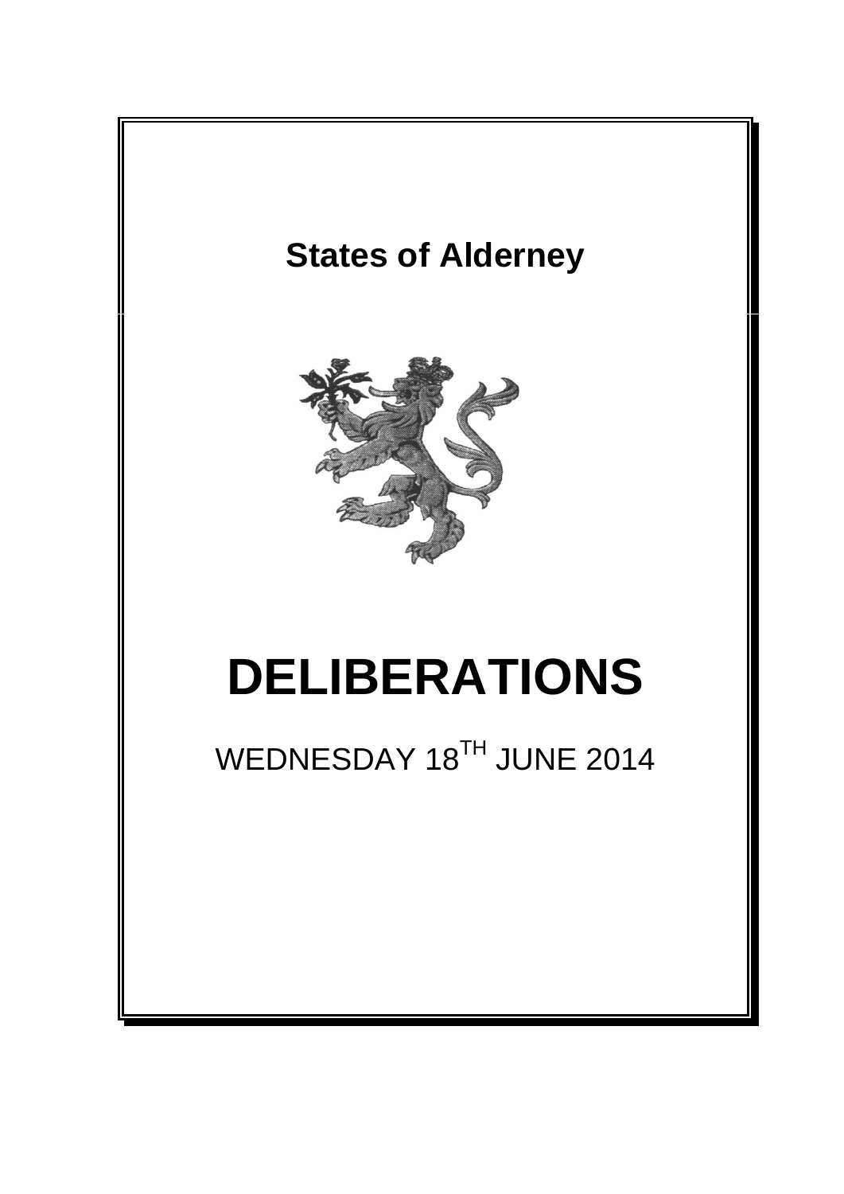# States of Alderney

# DELIBERATIONS

WEDNESDAY 18[TH] JUNE 2014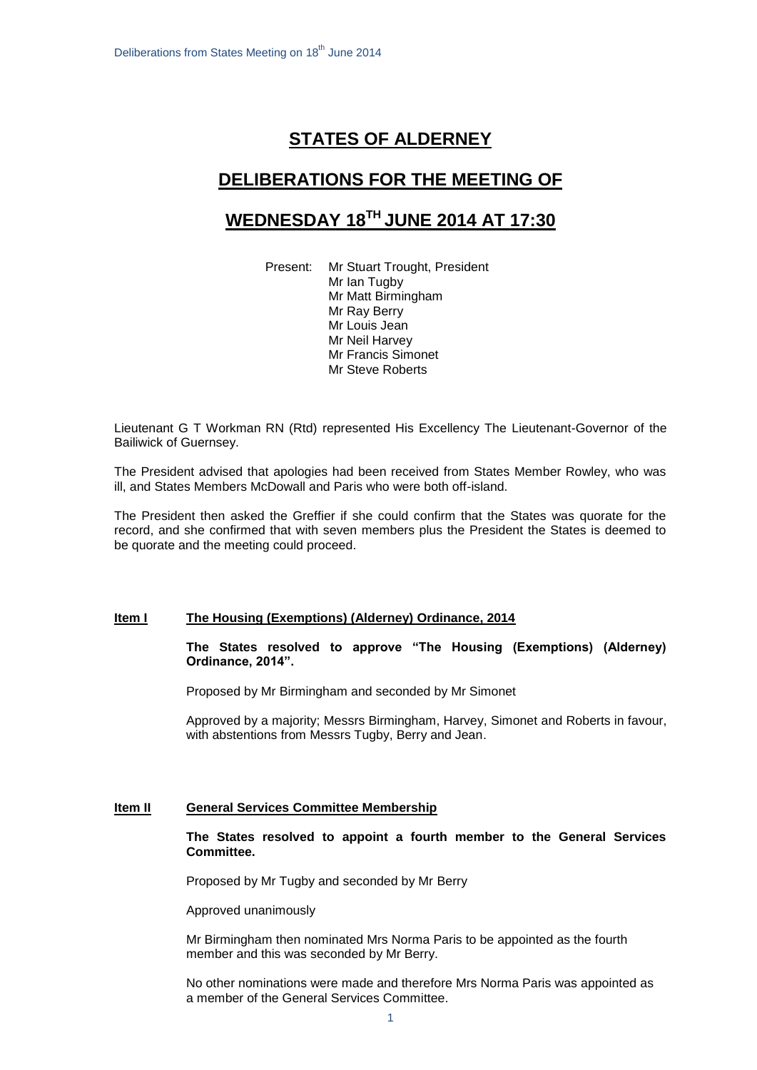# STATES OF ALDERNEY

# DELIBERATIONS FOR THE MEETING OF

# WEDNESDAY 18TH JUNE 2014 AT 17:30

Present: Mr Stuart Trought, President
Mr Ian Tugby
Mr Matt Birmingham
Mr Ray Berry
Mr Louis Jean
Mr Neil Harvey
Mr Francis Simonet
Mr Steve Roberts

Lieutenant G T Workman RN (Rtd) represented His Excellency The Lieutenant-Governor of the Bailiwick of Guernsey.

The President advised that apologies had been received from States Member Rowley, who was ill, and States Members McDowall and Paris who were both off-island.

The President then asked the Greffier if she could confirm that the States was quorate for the record, and she confirmed that with seven members plus the President the States is deemed to be quorate and the meeting could proceed.

**Item I** **The Housing (Exemptions) (Alderney) Ordinance, 2014**

**The States resolved to approve "The Housing (Exemptions) (Alderney) Ordinance, 2014".**

Proposed by Mr Birmingham and seconded by Mr Simonet

Approved by a majority; Messrs Birmingham, Harvey, Simonet and Roberts in favour, with abstentions from Messrs Tugby, Berry and Jean.

**Item II** **General Services Committee Membership**

**The States resolved to appoint a fourth member to the General Services Committee.**

Proposed by Mr Tugby and seconded by Mr Berry

Approved unanimously

Mr Birmingham then nominated Mrs Norma Paris to be appointed as the fourth member and this was seconded by Mr Berry.

No other nominations were made and therefore Mrs Norma Paris was appointed as a member of the General Services Committee.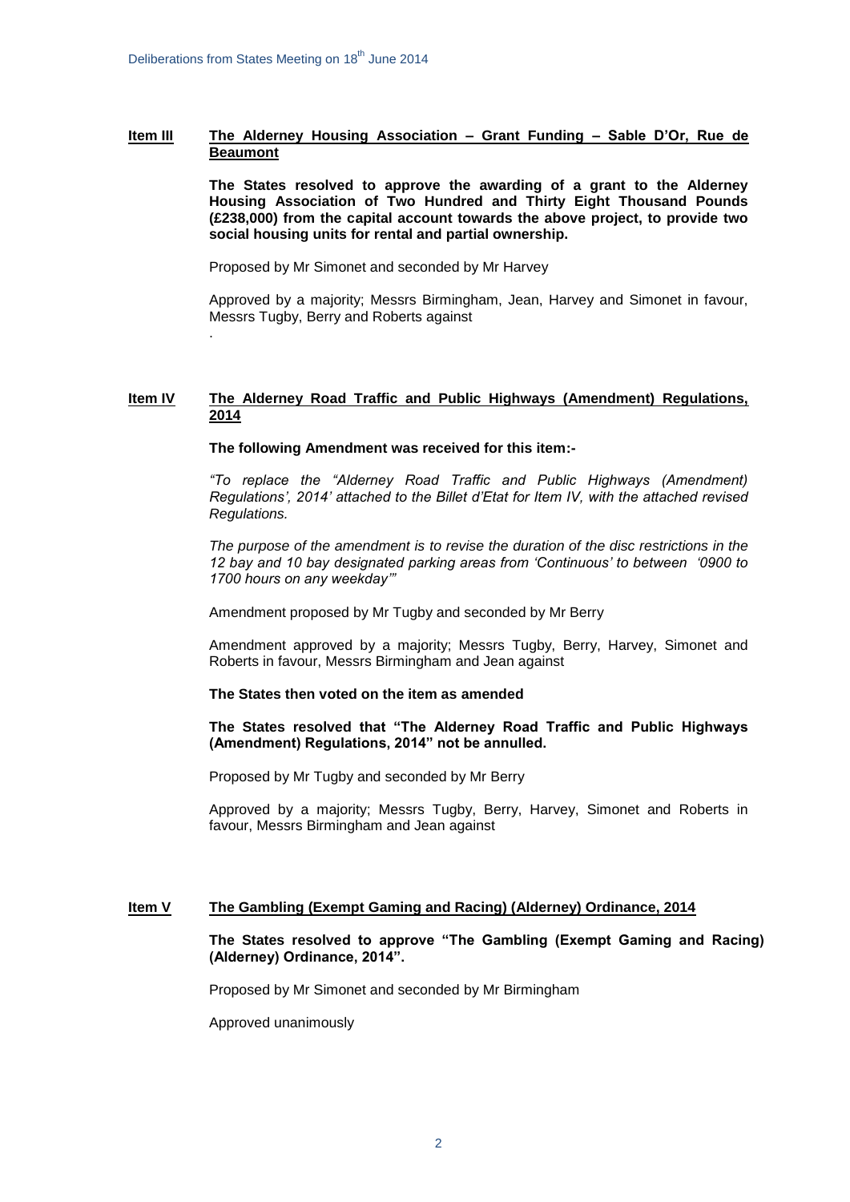**Item III** **The Alderney Housing Association – Grant Funding – Sable D'Or, Rue de Beaumont**

**The States resolved to approve the awarding of a grant to the Alderney Housing Association of Two Hundred and Thirty Eight Thousand Pounds (£238,000) from the capital account towards the above project, to provide two social housing units for rental and partial ownership.**

Proposed by Mr Simonet and seconded by Mr Harvey

Approved by a majority; Messrs Birmingham, Jean, Harvey and Simonet in favour, Messrs Tugby, Berry and Roberts against

.

**Item IV** **The Alderney Road Traffic and Public Highways (Amendment) Regulations, 2014**

**The following Amendment was received for this item:-**

*"To replace the "Alderney Road Traffic and Public Highways (Amendment) Regulations', 2014' attached to the Billet d'Etat for Item IV, with the attached revised Regulations.*

*The purpose of the amendment is to revise the duration of the disc restrictions in the 12 bay and 10 bay designated parking areas from 'Continuous' to between '0900 to 1700 hours on any weekday'"*

Amendment proposed by Mr Tugby and seconded by Mr Berry

Amendment approved by a majority; Messrs Tugby, Berry, Harvey, Simonet and Roberts in favour, Messrs Birmingham and Jean against

**The States then voted on the item as amended**

**The States resolved that "The Alderney Road Traffic and Public Highways (Amendment) Regulations, 2014" not be annulled.**

Proposed by Mr Tugby and seconded by Mr Berry

Approved by a majority; Messrs Tugby, Berry, Harvey, Simonet and Roberts in favour, Messrs Birmingham and Jean against

**Item V** **The Gambling (Exempt Gaming and Racing) (Alderney) Ordinance, 2014**

**The States resolved to approve "The Gambling (Exempt Gaming and Racing) (Alderney) Ordinance, 2014".**

Proposed by Mr Simonet and seconded by Mr Birmingham

Approved unanimously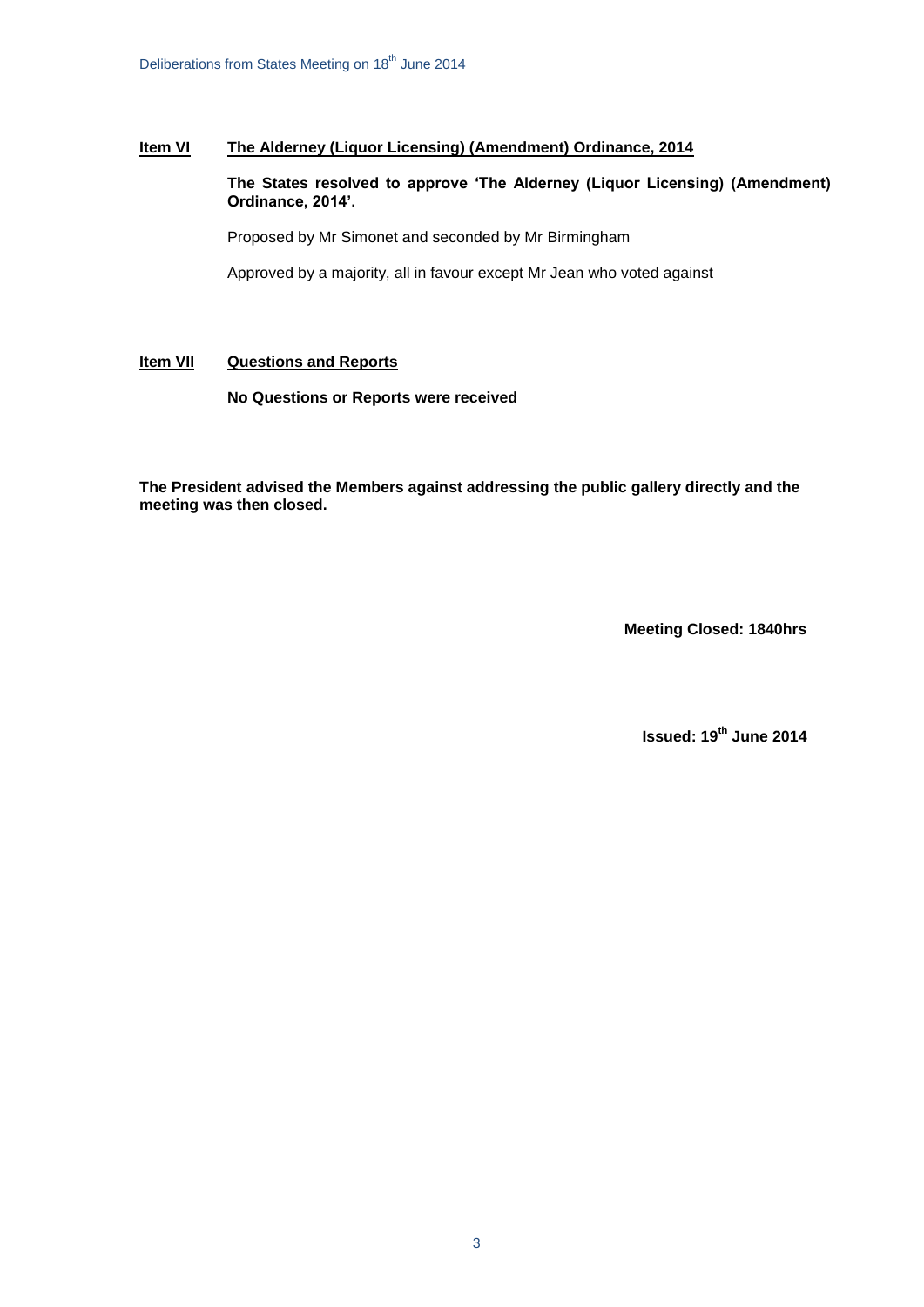**Item VI** **The Alderney (Liquor Licensing) (Amendment) Ordinance, 2014**

**The States resolved to approve 'The Alderney (Liquor Licensing) (Amendment) Ordinance, 2014'.**

Proposed by Mr Simonet and seconded by Mr Birmingham

Approved by a majority, all in favour except Mr Jean who voted against

**Item VII** **Questions and Reports**

**No Questions or Reports were received**

**The President advised the Members against addressing the public gallery directly and the meeting was then closed.**

**Meeting Closed: 1840hrs**

**Issued: 19th June 2014**